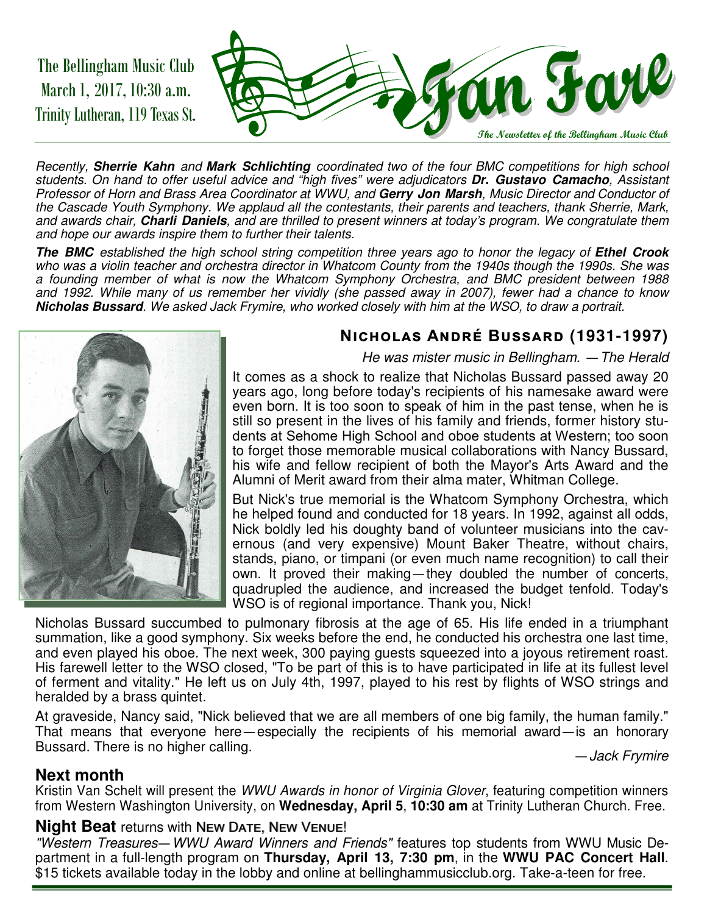The Bellingham Music Club
March 1, 2017, 10:30 a.m.
Trinity Lutheran, 119 Texas St.

# Fan Fare

*The Newsletter of the Bellingham Music Club*

*Recently, **Sherrie Kahn** and **Mark Schlichting** coordinated two of the four BMC competitions for high school students. On hand to offer useful advice and "high fives" were adjudicators **Dr. Gustavo Camacho**, Assistant Professor of Horn and Brass Area Coordinator at WWU, and **Gerry Jon Marsh**, Music Director and Conductor of the Cascade Youth Symphony. We applaud all the contestants, their parents and teachers, thank Sherrie, Mark, and awards chair, **Charli Daniels**, and are thrilled to present winners at today's program. We congratulate them and hope our awards inspire them to further their talents.*

***The BMC** established the high school string competition three years ago to honor the legacy of **Ethel Crook** who was a violin teacher and orchestra director in Whatcom County from the 1940s though the 1990s. She was a founding member of what is now the Whatcom Symphony Orchestra, and BMC president between 1988 and 1992. While many of us remember her vividly (she passed away in 2007), fewer had a chance to know **Nicholas Bussard**. We asked Jack Frymire, who worked closely with him at the WSO, to draw a portrait.*

## Nicholas André Bussard (1931-1997)

*He was mister music in Bellingham. — The Herald*

It comes as a shock to realize that Nicholas Bussard passed away 20 years ago, long before today's recipients of his namesake award were even born. It is too soon to speak of him in the past tense, when he is still so present in the lives of his family and friends, former history students at Sehome High School and oboe students at Western; too soon to forget those memorable musical collaborations with Nancy Bussard, his wife and fellow recipient of both the Mayor's Arts Award and the Alumni of Merit award from their alma mater, Whitman College.

But Nick's true memorial is the Whatcom Symphony Orchestra, which he helped found and conducted for 18 years. In 1992, against all odds, Nick boldly led his doughty band of volunteer musicians into the cavernous (and very expensive) Mount Baker Theatre, without chairs, stands, piano, or timpani (or even much name recognition) to call their own. It proved their making—they doubled the number of concerts, quadrupled the audience, and increased the budget tenfold. Today's WSO is of regional importance. Thank you, Nick!

Nicholas Bussard succumbed to pulmonary fibrosis at the age of 65. His life ended in a triumphant summation, like a good symphony. Six weeks before the end, he conducted his orchestra one last time, and even played his oboe. The next week, 300 paying guests squeezed into a joyous retirement roast. His farewell letter to the WSO closed, "To be part of this is to have participated in life at its fullest level of ferment and vitality." He left us on July 4th, 1997, played to his rest by flights of WSO strings and heralded by a brass quintet.

At graveside, Nancy said, "Nick believed that we are all members of one big family, the human family." That means that everyone here—especially the recipients of his memorial award—is an honorary Bussard. There is no higher calling.

*— Jack Frymire*

### Next month

Kristin Van Schelt will present the *WWU Awards in honor of Virginia Glover*, featuring competition winners from Western Washington University, on **Wednesday, April 5**, **10:30 am** at Trinity Lutheran Church. Free.

### Night Beat returns with NEW DATE, NEW VENUE!

*"Western Treasures— WWU Award Winners and Friends"* features top students from WWU Music Department in a full-length program on **Thursday, April 13, 7:30 pm**, in the **WWU PAC Concert Hall**. $15 tickets available today in the lobby and online at bellinghammusicclub.org. Take-a-teen for free.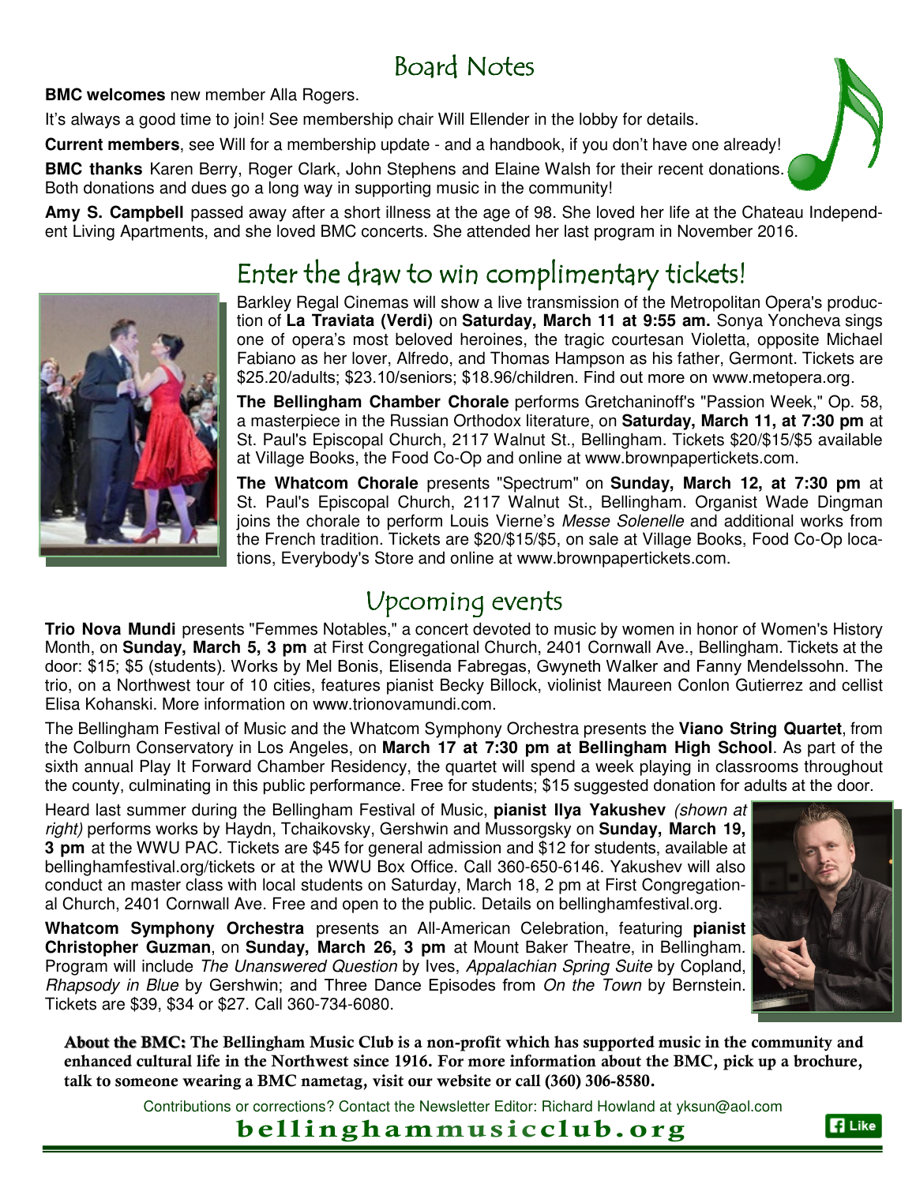## Board Notes

**BMC welcomes** new member Alla Rogers.

It's always a good time to join! See membership chair Will Ellender in the lobby for details.

**Current members**, see Will for a membership update - and a handbook, if you don't have one already!

**BMC thanks** Karen Berry, Roger Clark, John Stephens and Elaine Walsh for their recent donations. Both donations and dues go a long way in supporting music in the community!

**Amy S. Campbell** passed away after a short illness at the age of 98. She loved her life at the Chateau Independent Living Apartments, and she loved BMC concerts. She attended her last program in November 2016.

## Enter the draw to win complimentary tickets!

Barkley Regal Cinemas will show a live transmission of the Metropolitan Opera's production of **La Traviata (Verdi)** on **Saturday, March 11 at 9:55 am.** Sonya Yoncheva sings one of opera's most beloved heroines, the tragic courtesan Violetta, opposite Michael Fabiano as her lover, Alfredo, and Thomas Hampson as his father, Germont. Tickets are $25.20/adults; $23.10/seniors; $18.96/children. Find out more on www.metopera.org.

**The Bellingham Chamber Chorale** performs Gretchaninoff's "Passion Week," Op. 58, a masterpiece in the Russian Orthodox literature, on **Saturday, March 11, at 7:30 pm** at St. Paul's Episcopal Church, 2117 Walnut St., Bellingham. Tickets $20/$15/$5 available at Village Books, the Food Co-Op and online at www.brownpapertickets.com.

**The Whatcom Chorale** presents "Spectrum" on **Sunday, March 12, at 7:30 pm** at St. Paul's Episcopal Church, 2117 Walnut St., Bellingham. Organist Wade Dingman joins the chorale to perform Louis Vierne's *Messe Solenelle* and additional works from the French tradition. Tickets are $20/$15/$5, on sale at Village Books, Food Co-Op locations, Everybody's Store and online at www.brownpapertickets.com.

## Upcoming events

**Trio Nova Mundi** presents "Femmes Notables," a concert devoted to music by women in honor of Women's History Month, on **Sunday, March 5, 3 pm** at First Congregational Church, 2401 Cornwall Ave., Bellingham. Tickets at the door: $15; $5 (students). Works by Mel Bonis, Elisenda Fabregas, Gwyneth Walker and Fanny Mendelssohn. The trio, on a Northwest tour of 10 cities, features pianist Becky Billock, violinist Maureen Conlon Gutierrez and cellist Elisa Kohanski. More information on www.trionovamundi.com.

The Bellingham Festival of Music and the Whatcom Symphony Orchestra presents the **Viano String Quartet**, from the Colburn Conservatory in Los Angeles, on **March 17 at 7:30 pm at Bellingham High School**. As part of the sixth annual Play It Forward Chamber Residency, the quartet will spend a week playing in classrooms throughout the county, culminating in this public performance. Free for students; $15 suggested donation for adults at the door.

Heard last summer during the Bellingham Festival of Music, **pianist Ilya Yakushev** *(shown at right)* performs works by Haydn, Tchaikovsky, Gershwin and Mussorgsky on **Sunday, March 19, 3 pm** at the WWU PAC. Tickets are $45 for general admission and $12 for students, available at bellinghamfestival.org/tickets or at the WWU Box Office. Call 360-650-6146. Yakushev will also conduct an master class with local students on Saturday, March 18, 2 pm at First Congregational Church, 2401 Cornwall Ave. Free and open to the public. Details on bellinghamfestival.org.

**Whatcom Symphony Orchestra** presents an All-American Celebration, featuring **pianist Christopher Guzman**, on **Sunday, March 26, 3 pm** at Mount Baker Theatre, in Bellingham. Program will include *The Unanswered Question* by Ives, *Appalachian Spring Suite* by Copland, *Rhapsody in Blue* by Gershwin; and Three Dance Episodes from *On the Town* by Bernstein. Tickets are $39, $34 or $27. Call 360-734-6080.

**About the BMC:** The Bellingham Music Club is a non-profit which has supported music in the community and enhanced cultural life in the Northwest since 1916. For more information about the BMC, pick up a brochure, talk to someone wearing a BMC nametag, visit our website or call (360) 306-8580.

Contributions or corrections? Contact the Newsletter Editor: Richard Howland at yksun@aol.com

**bellinghammusicclub.org**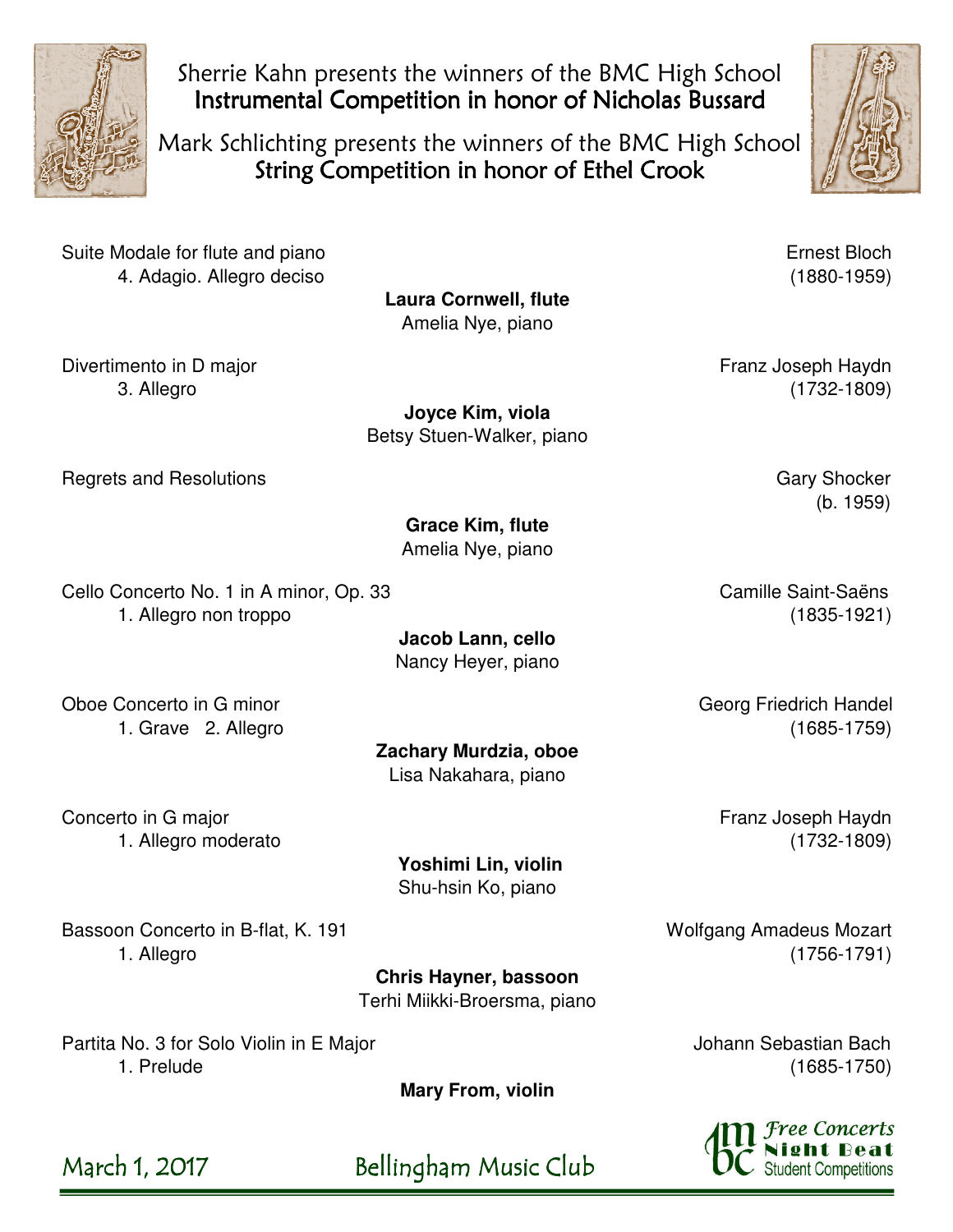Sherrie Kahn presents the winners of the BMC High School
**Instrumental Competition in honor of Nicholas Bussard**

Mark Schlichting presents the winners of the BMC High School
**String Competition in honor of Ethel Crook**

Suite Modale for flute and piano — Ernest Bloch (1880-1959)
4. Adagio. Allegro deciso

**Laura Cornwell, flute**
Amelia Nye, piano

Divertimento in D major — Franz Joseph Haydn (1732-1809)
3. Allegro

**Joyce Kim, viola**
Betsy Stuen-Walker, piano

Regrets and Resolutions — Gary Shocker (b. 1959)

**Grace Kim, flute**
Amelia Nye, piano

Cello Concerto No. 1 in A minor, Op. 33 — Camille Saint-Saëns (1835-1921)
1. Allegro non troppo

**Jacob Lann, cello**
Nancy Heyer, piano

Oboe Concerto in G minor — Georg Friedrich Handel (1685-1759)
1. Grave 2. Allegro

**Zachary Murdzia, oboe**
Lisa Nakahara, piano

Concerto in G major — Franz Joseph Haydn (1732-1809)
1. Allegro moderato

**Yoshimi Lin, violin**
Shu-hsin Ko, piano

Bassoon Concerto in B-flat, K. 191 — Wolfgang Amadeus Mozart (1756-1791)
1. Allegro

**Chris Hayner, bassoon**
Terhi Miikki-Broersma, piano

Partita No. 3 for Solo Violin in E Major — Johann Sebastian Bach (1685-1750)
1. Prelude

**Mary From, violin**

March 1, 2017 — Bellingham Music Club

Free Concerts
Night Beat
Student Competitions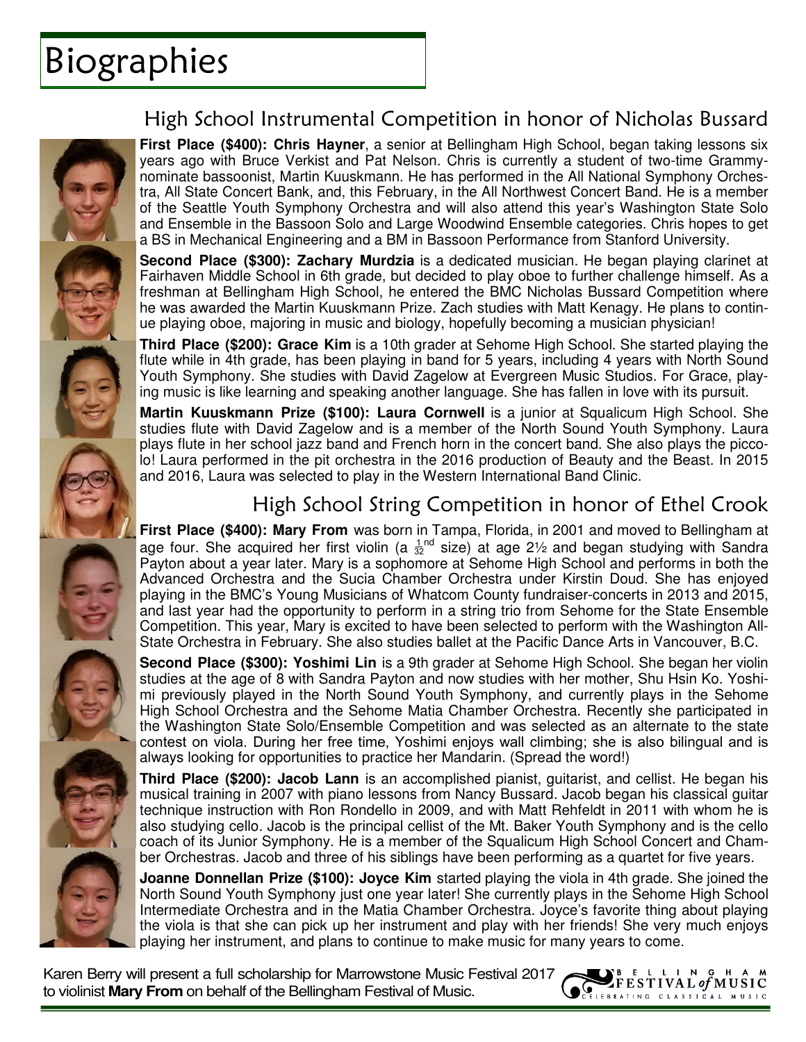# Biographies

## High School Instrumental Competition in honor of Nicholas Bussard

**First Place ($400): Chris Hayner**, a senior at Bellingham High School, began taking lessons six years ago with Bruce Verkist and Pat Nelson. Chris is currently a student of two-time Grammy-nominate bassoonist, Martin Kuuskmann. He has performed in the All National Symphony Orchestra, All State Concert Bank, and, this February, in the All Northwest Concert Band. He is a member of the Seattle Youth Symphony Orchestra and will also attend this year's Washington State Solo and Ensemble in the Bassoon Solo and Large Woodwind Ensemble categories. Chris hopes to get a BS in Mechanical Engineering and a BM in Bassoon Performance from Stanford University.

**Second Place ($300): Zachary Murdzia** is a dedicated musician. He began playing clarinet at Fairhaven Middle School in 6th grade, but decided to play oboe to further challenge himself. As a freshman at Bellingham High School, he entered the BMC Nicholas Bussard Competition where he was awarded the Martin Kuuskmann Prize. Zach studies with Matt Kenagy. He plans to continue playing oboe, majoring in music and biology, hopefully becoming a musician physician!

**Third Place ($200): Grace Kim** is a 10th grader at Sehome High School. She started playing the flute while in 4th grade, has been playing in band for 5 years, including 4 years with North Sound Youth Symphony. She studies with David Zagelow at Evergreen Music Studios. For Grace, playing music is like learning and speaking another language. She has fallen in love with its pursuit.

**Martin Kuuskmann Prize ($100): Laura Cornwell** is a junior at Squalicum High School. She studies flute with David Zagelow and is a member of the North Sound Youth Symphony. Laura plays flute in her school jazz band and French horn in the concert band. She also plays the piccolo! Laura performed in the pit orchestra in the 2016 production of Beauty and the Beast. In 2015 and 2016, Laura was selected to play in the Western International Band Clinic.

## High School String Competition in honor of Ethel Crook

**First Place ($400): Mary From** was born in Tampa, Florida, in 2001 and moved to Bellingham at age four. She acquired her first violin (a $\frac{1}{32}$nd size) at age 2½ and began studying with Sandra Payton about a year later. Mary is a sophomore at Sehome High School and performs in both the Advanced Orchestra and the Sucia Chamber Orchestra under Kirstin Doud. She has enjoyed playing in the BMC's Young Musicians of Whatcom County fundraiser-concerts in 2013 and 2015, and last year had the opportunity to perform in a string trio from Sehome for the State Ensemble Competition. This year, Mary is excited to have been selected to perform with the Washington All-State Orchestra in February. She also studies ballet at the Pacific Dance Arts in Vancouver, B.C.

**Second Place ($300): Yoshimi Lin** is a 9th grader at Sehome High School. She began her violin studies at the age of 8 with Sandra Payton and now studies with her mother, Shu Hsin Ko. Yoshimi previously played in the North Sound Youth Symphony, and currently plays in the Sehome High School Orchestra and the Sehome Matia Chamber Orchestra. Recently she participated in the Washington State Solo/Ensemble Competition and was selected as an alternate to the state contest on viola. During her free time, Yoshimi enjoys wall climbing; she is also bilingual and is always looking for opportunities to practice her Mandarin. (Spread the word!)

**Third Place ($200): Jacob Lann** is an accomplished pianist, guitarist, and cellist. He began his musical training in 2007 with piano lessons from Nancy Bussard. Jacob began his classical guitar technique instruction with Ron Rondello in 2009, and with Matt Rehfeldt in 2011 with whom he is also studying cello. Jacob is the principal cellist of the Mt. Baker Youth Symphony and is the cello coach of its Junior Symphony. He is a member of the Squalicum High School Concert and Chamber Orchestras. Jacob and three of his siblings have been performing as a quartet for five years.

**Joanne Donnellan Prize ($100): Joyce Kim** started playing the viola in 4th grade. She joined the North Sound Youth Symphony just one year later! She currently plays in the Sehome High School Intermediate Orchestra and in the Matia Chamber Orchestra. Joyce's favorite thing about playing the viola is that she can pick up her instrument and play with her friends! She very much enjoys playing her instrument, and plans to continue to make music for many years to come.

Karen Berry will present a full scholarship for Marrowstone Music Festival 2017 to violinist **Mary From** on behalf of the Bellingham Festival of Music.

BELLINGHAM FESTIVAL *of* MUSIC
CELEBRATING CLASSICAL MUSIC